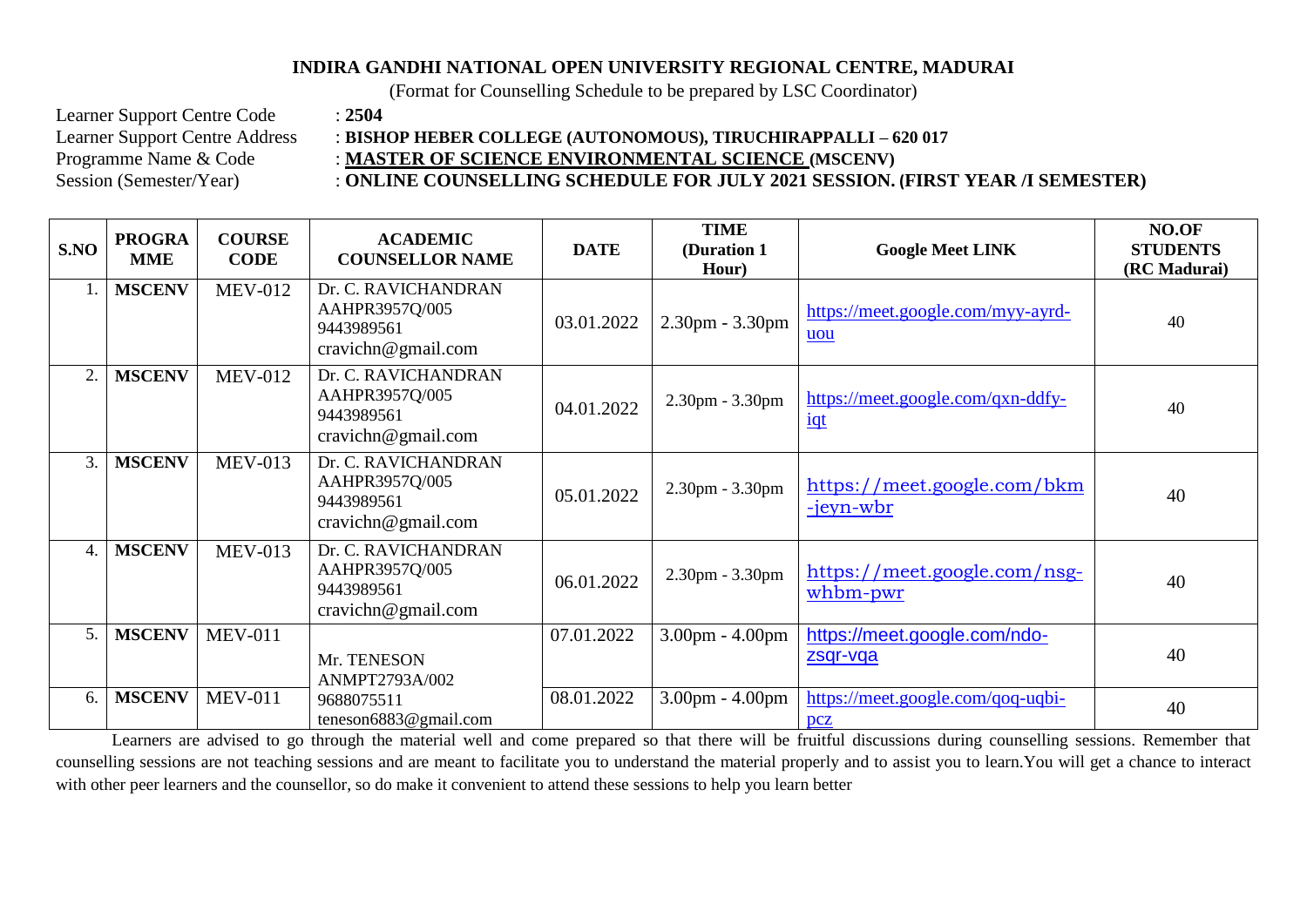**INDIRA GANDHI NATIONAL OPEN UNIVERSITY REGIONAL CENTRE, MADURAI**

(Format for Counselling Schedule to be prepared by LSC Coordinator)

Learner Support Centre Code : **2504**
Learner Support Centre Address : **BISHOP HEBER COLLEGE (AUTONOMOUS), TIRUCHIRAPPALLI – 620 017**
Programme Name & Code : **MASTER OF SCIENCE ENVIRONMENTAL SCIENCE (MSCENV)**
Session (Semester/Year) : **ONLINE COUNSELLING SCHEDULE FOR JULY 2021 SESSION. (FIRST YEAR /I SEMESTER)**

| S.NO | PROGRAMME | COURSE CODE | ACADEMIC COUNSELLOR NAME | DATE | TIME (Duration 1 Hour) | Google Meet LINK | NO.OF STUDENTS (RC Madurai) |
|---|---|---|---|---|---|---|---|
| 1. | **MSCENV** | MEV-012 | Dr. C. RAVICHANDRAN AAHPR3957Q/005 9443989561 cravichn@gmail.com | 03.01.2022 | 2.30pm - 3.30pm | https://meet.google.com/myy-ayrd-uou | 40 |
| 2. | **MSCENV** | MEV-012 | Dr. C. RAVICHANDRAN AAHPR3957Q/005 9443989561 cravichn@gmail.com | 04.01.2022 | 2.30pm - 3.30pm | https://meet.google.com/qxn-ddfy-iqt | 40 |
| 3. | **MSCENV** | MEV-013 | Dr. C. RAVICHANDRAN AAHPR3957Q/005 9443989561 cravichn@gmail.com | 05.01.2022 | 2.30pm - 3.30pm | https://meet.google.com/bkm-jeyn-wbr | 40 |
| 4. | **MSCENV** | MEV-013 | Dr. C. RAVICHANDRAN AAHPR3957Q/005 9443989561 cravichn@gmail.com | 06.01.2022 | 2.30pm - 3.30pm | https://meet.google.com/nsg-whbm-pwr | 40 |
| 5. | **MSCENV** | MEV-011 | Mr. TENESON ANMPT2793A/002 9688075511 teneson6883@gmail.com | 07.01.2022 | 3.00pm - 4.00pm | https://meet.google.com/ndo-zsqr-vqa | 40 |
| 6. | **MSCENV** | MEV-011 | | 08.01.2022 | 3.00pm - 4.00pm | https://meet.google.com/qoq-uqbi-pcz | 40 |

Learners are advised to go through the material well and come prepared so that there will be fruitful discussions during counselling sessions. Remember that counselling sessions are not teaching sessions and are meant to facilitate you to understand the material properly and to assist you to learn.You will get a chance to interact with other peer learners and the counsellor, so do make it convenient to attend these sessions to help you learn better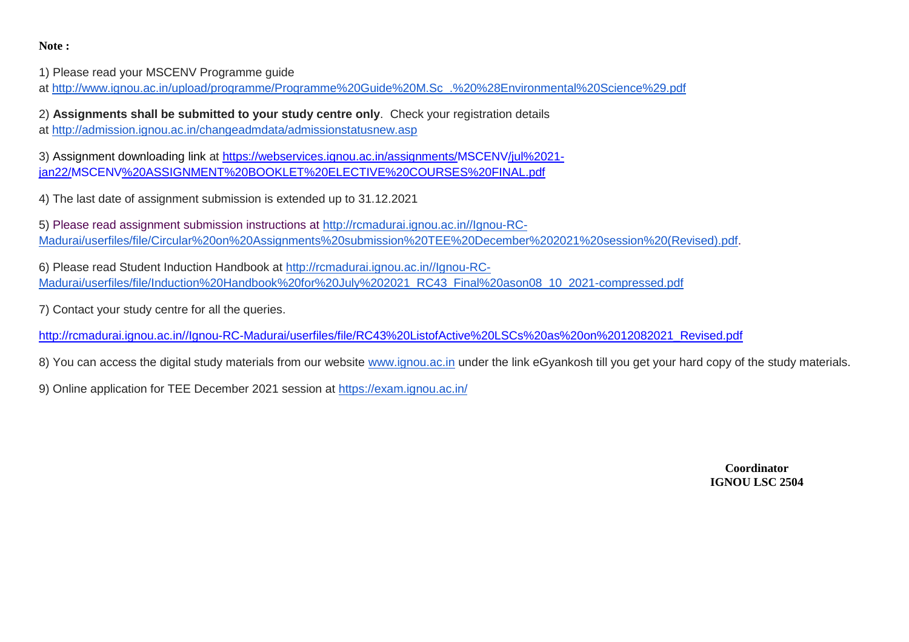**Note :**

1) Please read your MSCENV Programme guide at http://www.ignou.ac.in/upload/programme/Programme%20Guide%20M.Sc_.%20%28Environmental%20Science%29.pdf

2) **Assignments shall be submitted to your study centre only**. Check your registration details at http://admission.ignou.ac.in/changeadmdata/admissionstatusnew.asp

3) Assignment downloading link at https://webservices.ignou.ac.in/assignments/MSCENV/jul%2021-jan22/MSCENV%20ASSIGNMENT%20BOOKLET%20ELECTIVE%20COURSES%20FINAL.pdf

4) The last date of assignment submission is extended up to 31.12.2021

5) Please read assignment submission instructions at http://rcmadurai.ignou.ac.in//Ignou-RC-Madurai/userfiles/file/Circular%20on%20Assignments%20submission%20TEE%20December%202021%20session%20(Revised).pdf.

6) Please read Student Induction Handbook at http://rcmadurai.ignou.ac.in//Ignou-RC-Madurai/userfiles/file/Induction%20Handbook%20for%20July%202021_RC43_Final%20ason08_10_2021-compressed.pdf

7) Contact your study centre for all the queries.

http://rcmadurai.ignou.ac.in//Ignou-RC-Madurai/userfiles/file/RC43%20ListofActive%20LSCs%20as%20on%2012082021_Revised.pdf

8) You can access the digital study materials from our website www.ignou.ac.in under the link eGyankosh till you get your hard copy of the study materials.

9) Online application for TEE December 2021 session at https://exam.ignou.ac.in/

**Coordinator**
**IGNOU LSC 2504**